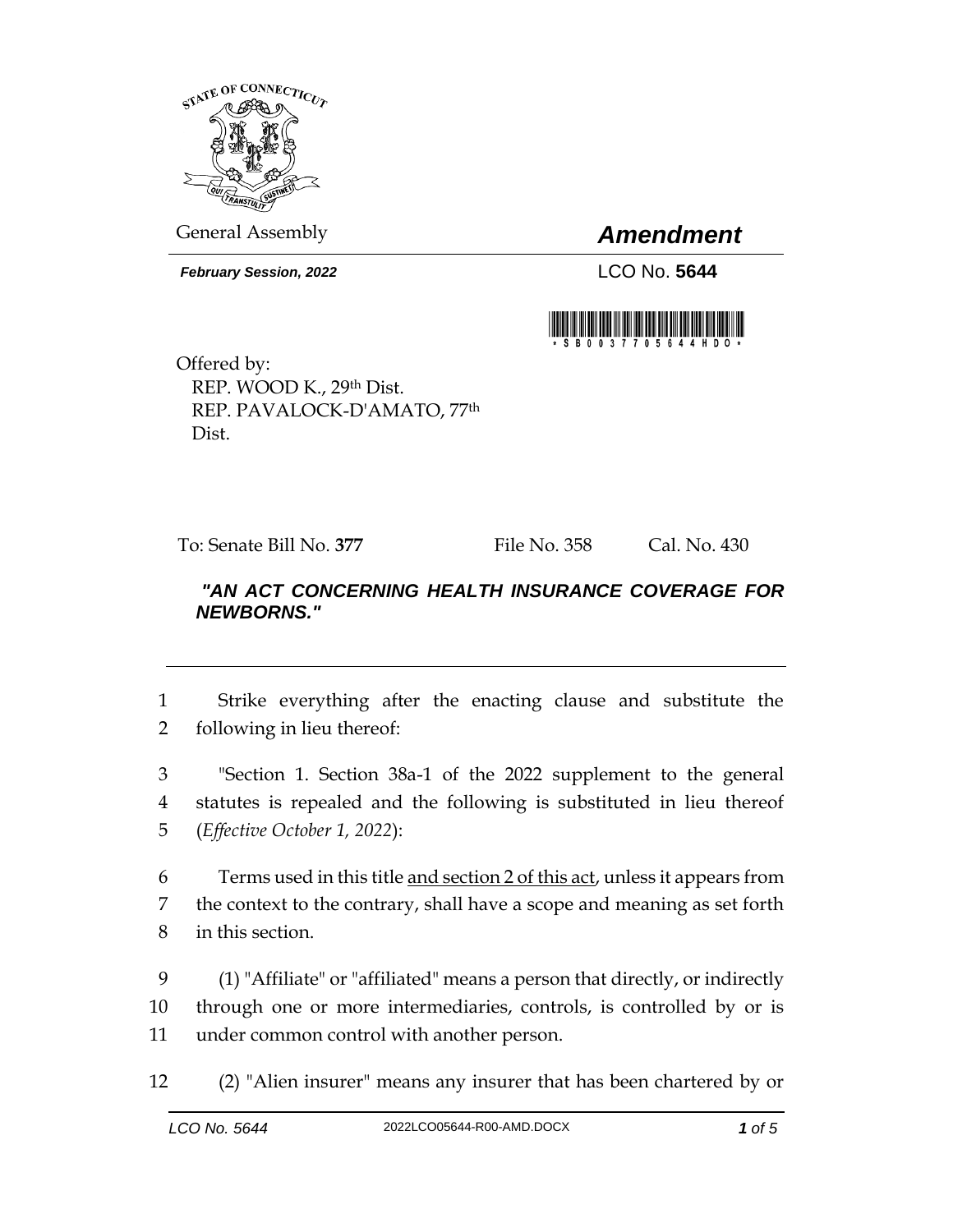General Assembly

# *Amendment*

***February Session, 2022***

LCO No. **5644**

Offered by:
REP. WOOD K., 29th Dist.
REP. PAVALOCK-D'AMATO, 77th Dist.

To: Senate Bill No. **377** File No. 358 Cal. No. 430

***"AN ACT CONCERNING HEALTH INSURANCE COVERAGE FOR NEWBORNS."***

1 Strike everything after the enacting clause and substitute the
2 following in lieu thereof:

3 "Section 1. Section 38a-1 of the 2022 supplement to the general
4 statutes is repealed and the following is substituted in lieu thereof
5 (*Effective October 1, 2022*):

6 Terms used in this title <u>and section 2 of this act</u>, unless it appears from
7 the context to the contrary, shall have a scope and meaning as set forth
8 in this section.

9 (1) "Affiliate" or "affiliated" means a person that directly, or indirectly
10 through one or more intermediaries, controls, is controlled by or is
11 under common control with another person.

12 (2) "Alien insurer" means any insurer that has been chartered by or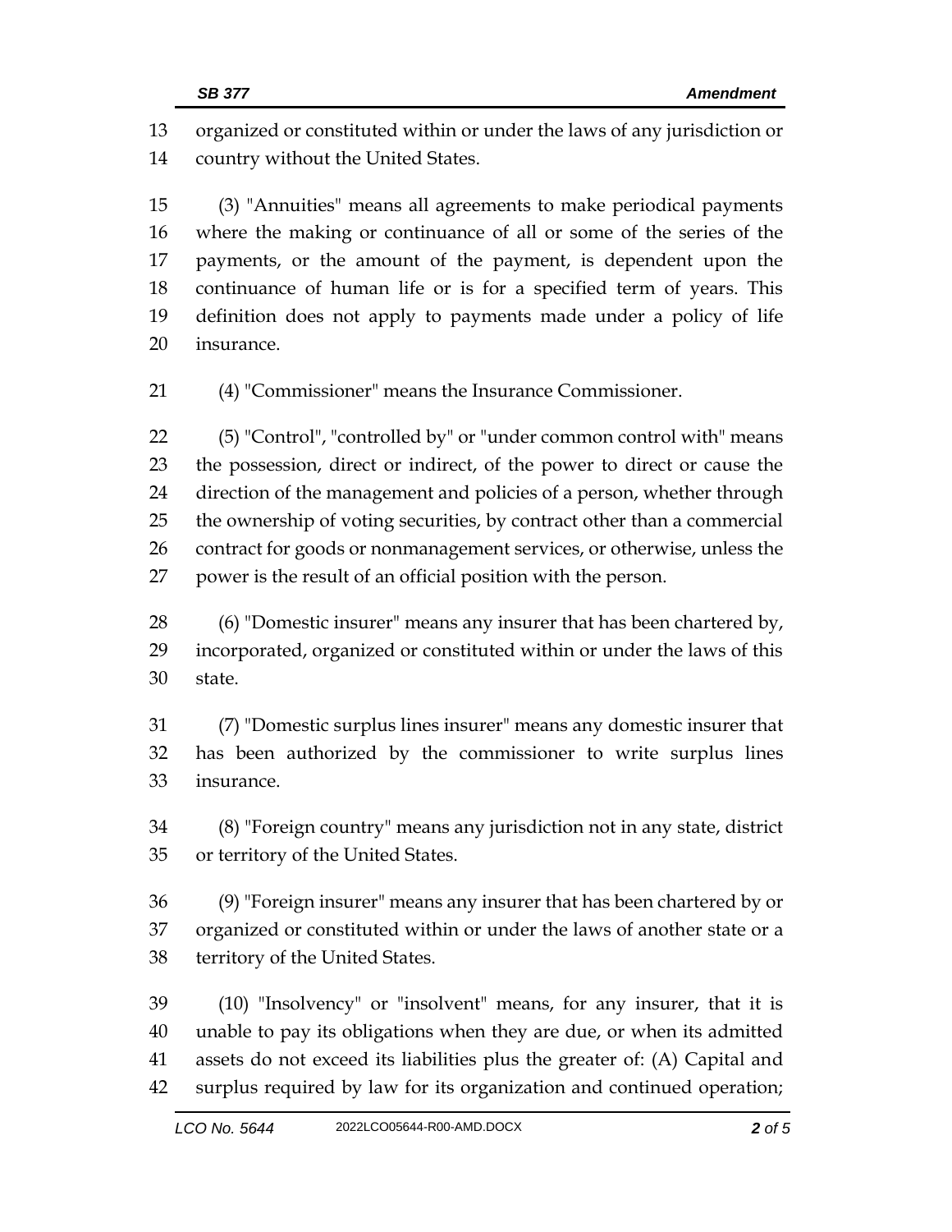organized or constituted within or under the laws of any jurisdiction or country without the United States.

(3) "Annuities" means all agreements to make periodical payments where the making or continuance of all or some of the series of the payments, or the amount of the payment, is dependent upon the continuance of human life or is for a specified term of years. This definition does not apply to payments made under a policy of life insurance.

(4) "Commissioner" means the Insurance Commissioner.

(5) "Control", "controlled by" or "under common control with" means the possession, direct or indirect, of the power to direct or cause the direction of the management and policies of a person, whether through the ownership of voting securities, by contract other than a commercial contract for goods or nonmanagement services, or otherwise, unless the power is the result of an official position with the person.

(6) "Domestic insurer" means any insurer that has been chartered by, incorporated, organized or constituted within or under the laws of this state.

(7) "Domestic surplus lines insurer" means any domestic insurer that has been authorized by the commissioner to write surplus lines insurance.

(8) "Foreign country" means any jurisdiction not in any state, district or territory of the United States.

(9) "Foreign insurer" means any insurer that has been chartered by or organized or constituted within or under the laws of another state or a territory of the United States.

(10) "Insolvency" or "insolvent" means, for any insurer, that it is unable to pay its obligations when they are due, or when its admitted assets do not exceed its liabilities plus the greater of: (A) Capital and surplus required by law for its organization and continued operation;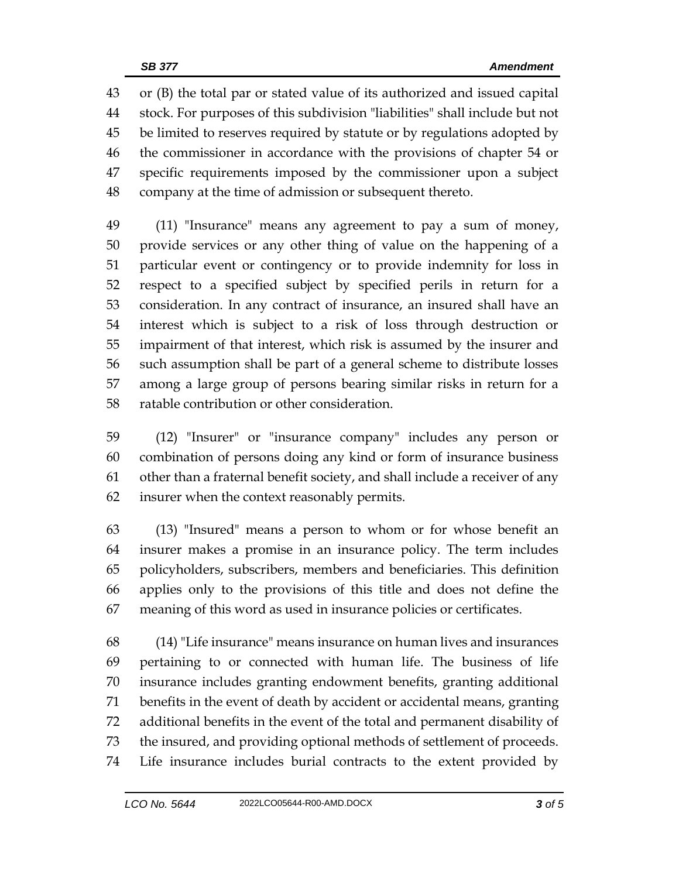or (B) the total par or stated value of its authorized and issued capital stock. For purposes of this subdivision "liabilities" shall include but not be limited to reserves required by statute or by regulations adopted by the commissioner in accordance with the provisions of chapter 54 or specific requirements imposed by the commissioner upon a subject company at the time of admission or subsequent thereto.

(11) "Insurance" means any agreement to pay a sum of money, provide services or any other thing of value on the happening of a particular event or contingency or to provide indemnity for loss in respect to a specified subject by specified perils in return for a consideration. In any contract of insurance, an insured shall have an interest which is subject to a risk of loss through destruction or impairment of that interest, which risk is assumed by the insurer and such assumption shall be part of a general scheme to distribute losses among a large group of persons bearing similar risks in return for a ratable contribution or other consideration.

(12) "Insurer" or "insurance company" includes any person or combination of persons doing any kind or form of insurance business other than a fraternal benefit society, and shall include a receiver of any insurer when the context reasonably permits.

(13) "Insured" means a person to whom or for whose benefit an insurer makes a promise in an insurance policy. The term includes policyholders, subscribers, members and beneficiaries. This definition applies only to the provisions of this title and does not define the meaning of this word as used in insurance policies or certificates.

(14) "Life insurance" means insurance on human lives and insurances pertaining to or connected with human life. The business of life insurance includes granting endowment benefits, granting additional benefits in the event of death by accident or accidental means, granting additional benefits in the event of the total and permanent disability of the insured, and providing optional methods of settlement of proceeds. Life insurance includes burial contracts to the extent provided by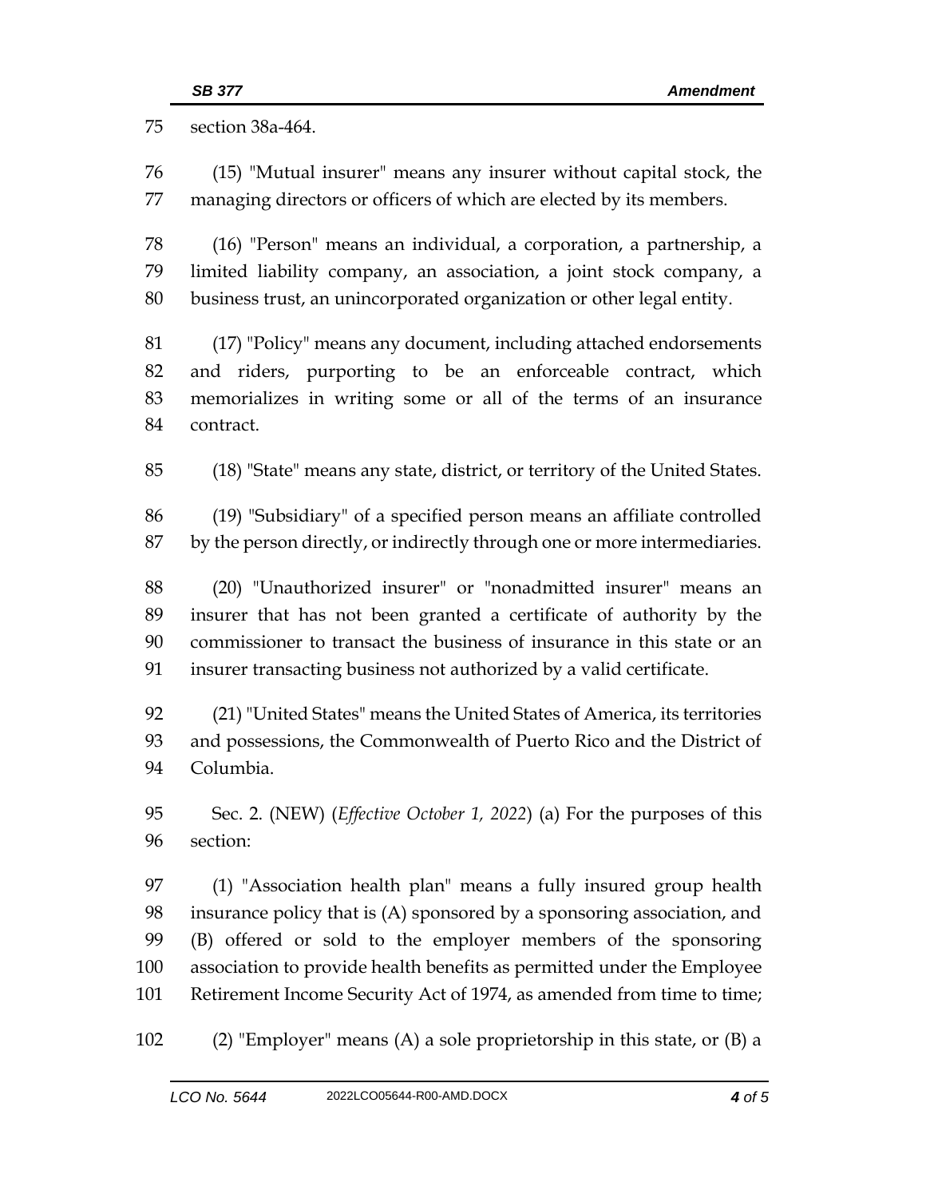section 38a-464.

(15) "Mutual insurer" means any insurer without capital stock, the managing directors or officers of which are elected by its members.

(16) "Person" means an individual, a corporation, a partnership, a limited liability company, an association, a joint stock company, a business trust, an unincorporated organization or other legal entity.

(17) "Policy" means any document, including attached endorsements and riders, purporting to be an enforceable contract, which memorializes in writing some or all of the terms of an insurance contract.

(18) "State" means any state, district, or territory of the United States.

(19) "Subsidiary" of a specified person means an affiliate controlled by the person directly, or indirectly through one or more intermediaries.

(20) "Unauthorized insurer" or "nonadmitted insurer" means an insurer that has not been granted a certificate of authority by the commissioner to transact the business of insurance in this state or an insurer transacting business not authorized by a valid certificate.

(21) "United States" means the United States of America, its territories and possessions, the Commonwealth of Puerto Rico and the District of Columbia.

Sec. 2. (NEW) (*Effective October 1, 2022*) (a) For the purposes of this section:

(1) "Association health plan" means a fully insured group health insurance policy that is (A) sponsored by a sponsoring association, and (B) offered or sold to the employer members of the sponsoring association to provide health benefits as permitted under the Employee Retirement Income Security Act of 1974, as amended from time to time;

(2) "Employer" means (A) a sole proprietorship in this state, or (B) a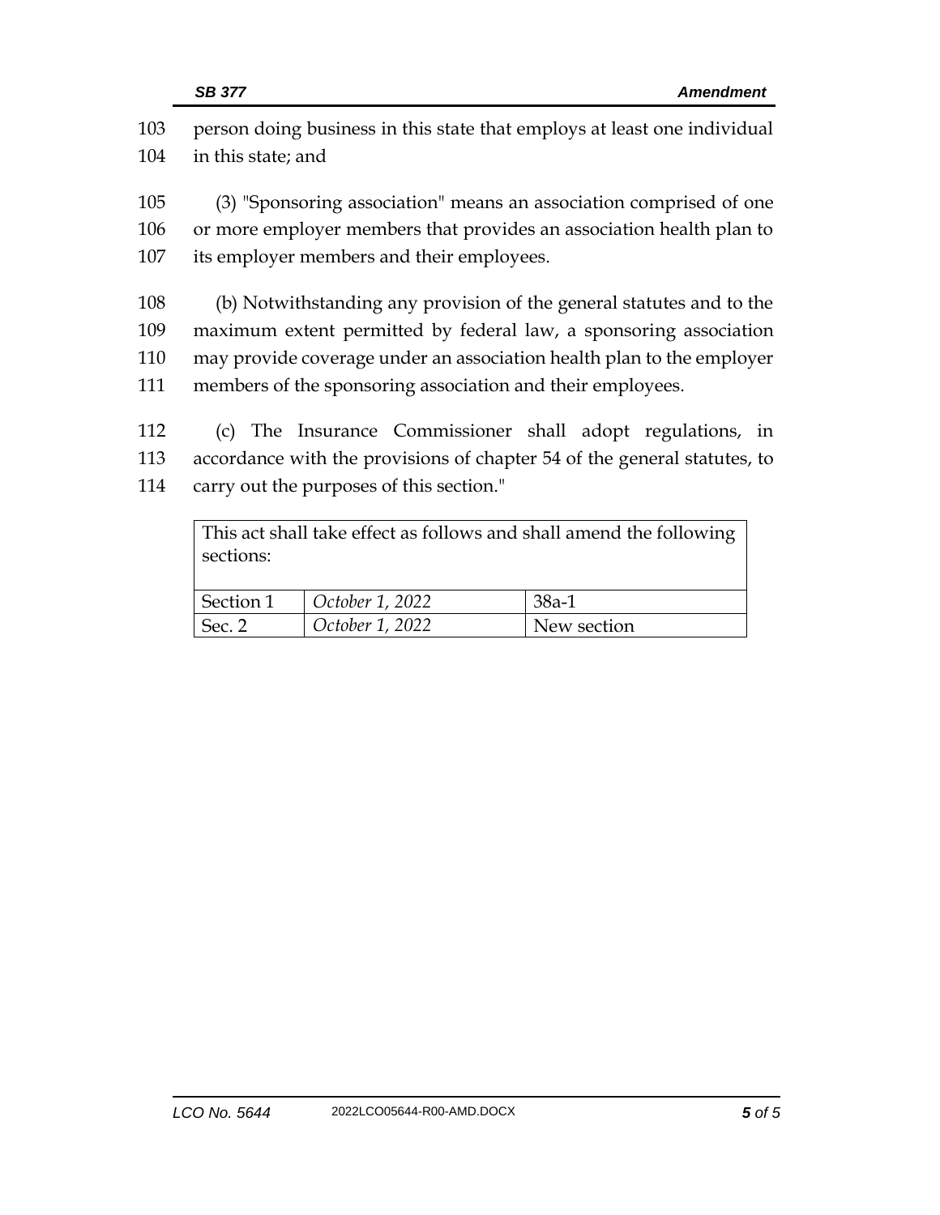103 person doing business in this state that employs at least one individual
104 in this state; and

105 (3) "Sponsoring association" means an association comprised of one
106 or more employer members that provides an association health plan to
107 its employer members and their employees.

108 (b) Notwithstanding any provision of the general statutes and to the
109 maximum extent permitted by federal law, a sponsoring association
110 may provide coverage under an association health plan to the employer
111 members of the sponsoring association and their employees.

112 (c) The Insurance Commissioner shall adopt regulations, in
113 accordance with the provisions of chapter 54 of the general statutes, to
114 carry out the purposes of this section."

| This act shall take effect as follows and shall amend the following sections: | | |
|---|---|---|
| Section 1 | *October 1, 2022* | 38a-1 |
| Sec. 2 | *October 1, 2022* | New section |